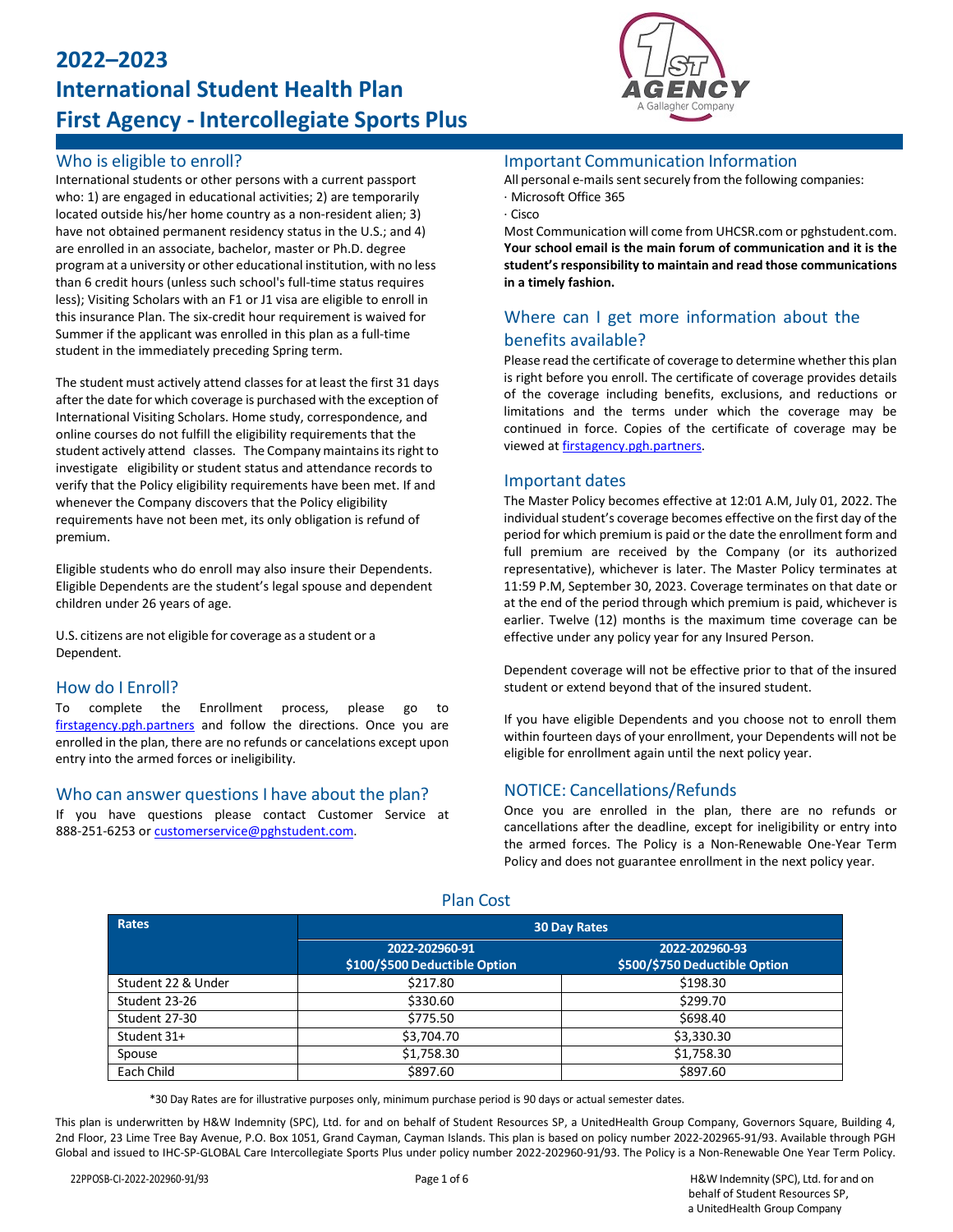# 2022–2023
# International Student Health Plan
# First Agency - Intercollegiate Sports Plus

## Who is eligible to enroll?

International students or other persons with a current passport who: 1) are engaged in educational activities; 2) are temporarily located outside his/her home country as a non-resident alien; 3) have not obtained permanent residency status in the U.S.; and 4) are enrolled in an associate, bachelor, master or Ph.D. degree program at a university or other educational institution, with no less than 6 credit hours (unless such school's full-time status requires less); Visiting Scholars with an F1 or J1 visa are eligible to enroll in this insurance Plan. The six-credit hour requirement is waived for Summer if the applicant was enrolled in this plan as a full-time student in the immediately preceding Spring term.

The student must actively attend classes for at least the first 31 days after the date for which coverage is purchased with the exception of International Visiting Scholars. Home study, correspondence, and online courses do not fulfill the eligibility requirements that the student actively attend classes. The Company maintains its right to investigate eligibility or student status and attendance records to verify that the Policy eligibility requirements have been met. If and whenever the Company discovers that the Policy eligibility requirements have not been met, its only obligation is refund of premium.

Eligible students who do enroll may also insure their Dependents. Eligible Dependents are the student's legal spouse and dependent children under 26 years of age.

U.S. citizens are not eligible for coverage as a student or a Dependent.

## How do I Enroll?

To complete the Enrollment process, please go to firstagency.pgh.partners and follow the directions. Once you are enrolled in the plan, there are no refunds or cancelations except upon entry into the armed forces or ineligibility.

## Who can answer questions I have about the plan?

If you have questions please contact Customer Service at 888-251-6253 or customerservice@pghstudent.com.

## Important Communication Information

All personal e-mails sent securely from the following companies:

· Microsoft Office 365

· Cisco

Most Communication will come from UHCSR.com or pghstudent.com. **Your school email is the main forum of communication and it is the student's responsibility to maintain and read those communications in a timely fashion.**

## Where can I get more information about the benefits available?

Please read the certificate of coverage to determine whether this plan is right before you enroll. The certificate of coverage provides details of the coverage including benefits, exclusions, and reductions or limitations and the terms under which the coverage may be continued in force. Copies of the certificate of coverage may be viewed at firstagency.pgh.partners.

## Important dates

The Master Policy becomes effective at 12:01 A.M, July 01, 2022. The individual student's coverage becomes effective on the first day of the period for which premium is paid or the date the enrollment form and full premium are received by the Company (or its authorized representative), whichever is later. The Master Policy terminates at 11:59 P.M, September 30, 2023. Coverage terminates on that date or at the end of the period through which premium is paid, whichever is earlier. Twelve (12) months is the maximum time coverage can be effective under any policy year for any Insured Person.

Dependent coverage will not be effective prior to that of the insured student or extend beyond that of the insured student.

If you have eligible Dependents and you choose not to enroll them within fourteen days of your enrollment, your Dependents will not be eligible for enrollment again until the next policy year.

## NOTICE: Cancellations/Refunds

Once you are enrolled in the plan, there are no refunds or cancellations after the deadline, except for ineligibility or entry into the armed forces. The Policy is a Non-Renewable One-Year Term Policy and does not guarantee enrollment in the next policy year.

## Plan Cost

| Rates | 30 Day Rates | |
|---|---|---|
| | 2022-202960-91 $100/$500 Deductible Option | 2022-202960-93 $500/$750 Deductible Option |
| Student 22 & Under | $217.80 | $198.30 |
| Student 23-26 | $330.60 | $299.70 |
| Student 27-30 | $775.50 | $698.40 |
| Student 31+ | $3,704.70 | $3,330.30 |
| Spouse | $1,758.30 | $1,758.30 |
| Each Child | $897.60 | $897.60 |

*30 Day Rates are for illustrative purposes only, minimum purchase period is 90 days or actual semester dates.

This plan is underwritten by H&W Indemnity (SPC), Ltd. for and on behalf of Student Resources SP, a UnitedHealth Group Company, Governors Square, Building 4, 2nd Floor, 23 Lime Tree Bay Avenue, P.O. Box 1051, Grand Cayman, Cayman Islands. This plan is based on policy number 2022-202965-91/93. Available through PGH Global and issued to IHC-SP-GLOBAL Care Intercollegiate Sports Plus under policy number 2022-202960-91/93. The Policy is a Non-Renewable One Year Term Policy.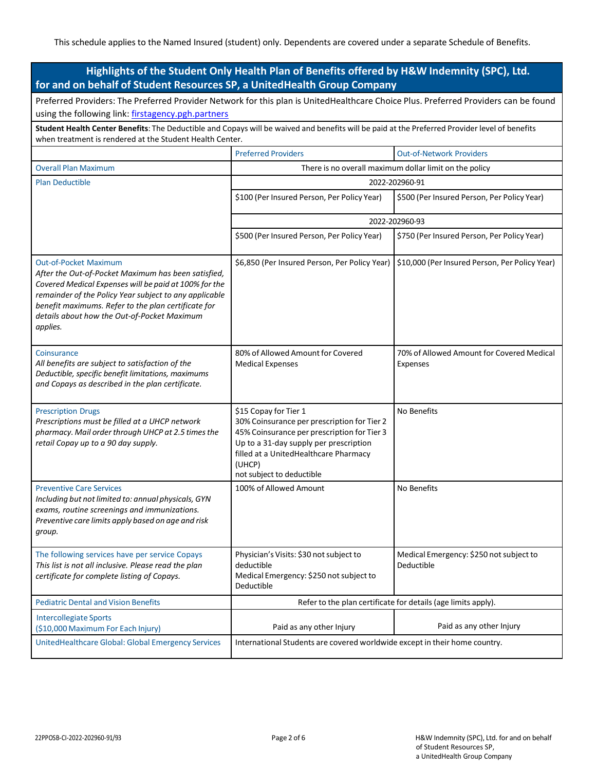This schedule applies to the Named Insured (student) only. Dependents are covered under a separate Schedule of Benefits.

## Highlights of the Student Only Health Plan of Benefits offered by H&W Indemnity (SPC), Ltd. for and on behalf of Student Resources SP, a UnitedHealth Group Company

Preferred Providers: The Preferred Provider Network for this plan is UnitedHealthcare Choice Plus. Preferred Providers can be found using the following link: [firstagency.pgh.partners](firstagency.pgh.partners)

**Student Health Center Benefits**: The Deductible and Copays will be waived and benefits will be paid at the Preferred Provider level of benefits when treatment is rendered at the Student Health Center.

| | Preferred Providers | Out-of-Network Providers |
|---|---|---|
| Overall Plan Maximum | There is no overall maximum dollar limit on the policy | |
| Plan Deductible | 2022-202960-91 | |
| | $100 (Per Insured Person, Per Policy Year) | $500 (Per Insured Person, Per Policy Year) |
| | 2022-202960-93 | |
| | $500 (Per Insured Person, Per Policy Year) | $750 (Per Insured Person, Per Policy Year) |
| Out-of-Pocket Maximum<br>*After the Out-of-Pocket Maximum has been satisfied, Covered Medical Expenses will be paid at 100% for the remainder of the Policy Year subject to any applicable benefit maximums. Refer to the plan certificate for details about how the Out-of-Pocket Maximum applies.* | $6,850 (Per Insured Person, Per Policy Year) | $10,000 (Per Insured Person, Per Policy Year) |
| Coinsurance<br>*All benefits are subject to satisfaction of the Deductible, specific benefit limitations, maximums and Copays as described in the plan certificate.* | 80% of Allowed Amount for Covered Medical Expenses | 70% of Allowed Amount for Covered Medical Expenses |
| Prescription Drugs<br>*Prescriptions must be filled at a UHCP network pharmacy. Mail order through UHCP at 2.5 times the retail Copay up to a 90 day supply.* | $15 Copay for Tier 1<br>30% Coinsurance per prescription for Tier 2<br>45% Coinsurance per prescription for Tier 3<br>Up to a 31-day supply per prescription filled at a UnitedHealthcare Pharmacy (UHCP)<br>not subject to deductible | No Benefits |
| Preventive Care Services<br>*Including but not limited to: annual physicals, GYN exams, routine screenings and immunizations. Preventive care limits apply based on age and risk group.* | 100% of Allowed Amount | No Benefits |
| The following services have per service Copays<br>*This list is not all inclusive. Please read the plan certificate for complete listing of Copays.* | Physician's Visits: $30 not subject to deductible<br>Medical Emergency: $250 not subject to Deductible | Medical Emergency: $250 not subject to Deductible |
| Pediatric Dental and Vision Benefits | Refer to the plan certificate for details (age limits apply). | |
| Intercollegiate Sports<br>($10,000 Maximum For Each Injury) | Paid as any other Injury | Paid as any other Injury |
| UnitedHealthcare Global: Global Emergency Services | International Students are covered worldwide except in their home country. | |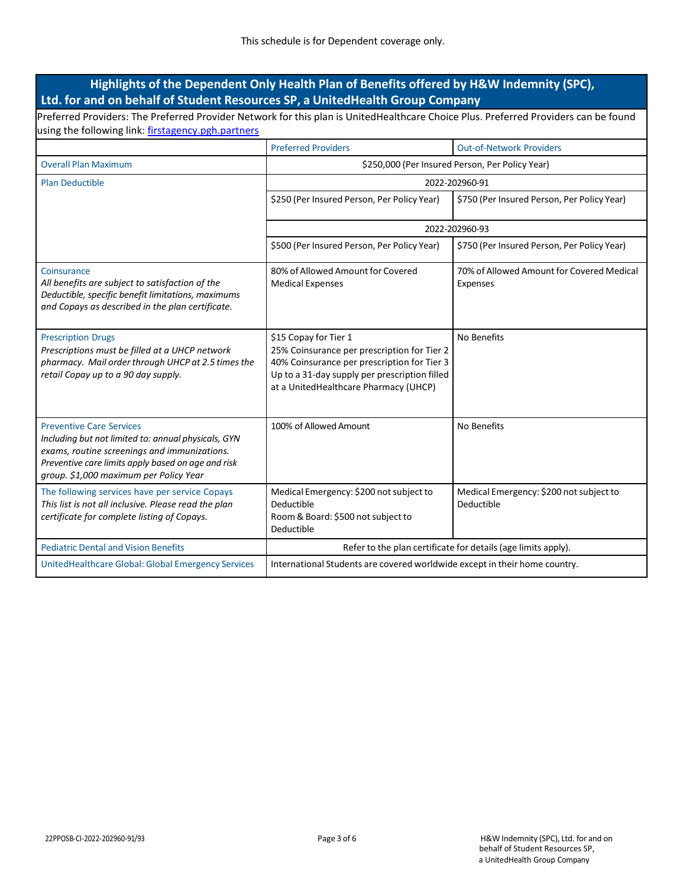This schedule is for Dependent coverage only.

## Highlights of the Dependent Only Health Plan of Benefits offered by H&W Indemnity (SPC), Ltd. for and on behalf of Student Resources SP, a UnitedHealth Group Company

Preferred Providers: The Preferred Provider Network for this plan is UnitedHealthcare Choice Plus. Preferred Providers can be found using the following link: [firstagency.pgh.partners](firstagency.pgh.partners)

| | Preferred Providers | Out-of-Network Providers |
|---|---|---|
| Overall Plan Maximum | $250,000 (Per Insured Person, Per Policy Year) | |
| Plan Deductible | 2022-202960-91 | |
| | $250 (Per Insured Person, Per Policy Year) | $750 (Per Insured Person, Per Policy Year) |
| | 2022-202960-93 | |
| | $500 (Per Insured Person, Per Policy Year) | $750 (Per Insured Person, Per Policy Year) |
| Coinsurance<br>*All benefits are subject to satisfaction of the Deductible, specific benefit limitations, maximums and Copays as described in the plan certificate.* | 80% of Allowed Amount for Covered Medical Expenses | 70% of Allowed Amount for Covered Medical Expenses |
| Prescription Drugs<br>*Prescriptions must be filled at a UHCP network pharmacy. Mail order through UHCP at 2.5 times the retail Copay up to a 90 day supply.* | $15 Copay for Tier 1<br>25% Coinsurance per prescription for Tier 2<br>40% Coinsurance per prescription for Tier 3<br>Up to a 31-day supply per prescription filled at a UnitedHealthcare Pharmacy (UHCP) | No Benefits |
| Preventive Care Services<br>*Including but not limited to: annual physicals, GYN exams, routine screenings and immunizations. Preventive care limits apply based on age and risk group. $1,000 maximum per Policy Year* | 100% of Allowed Amount | No Benefits |
| The following services have per service Copays<br>*This list is not all inclusive. Please read the plan certificate for complete listing of Copays.* | Medical Emergency: $200 not subject to Deductible<br>Room & Board: $500 not subject to Deductible | Medical Emergency: $200 not subject to Deductible |
| Pediatric Dental and Vision Benefits | Refer to the plan certificate for details (age limits apply). | |
| UnitedHealthcare Global: Global Emergency Services | International Students are covered worldwide except in their home country. | |

22PPOSB-CI-2022-202960-91/93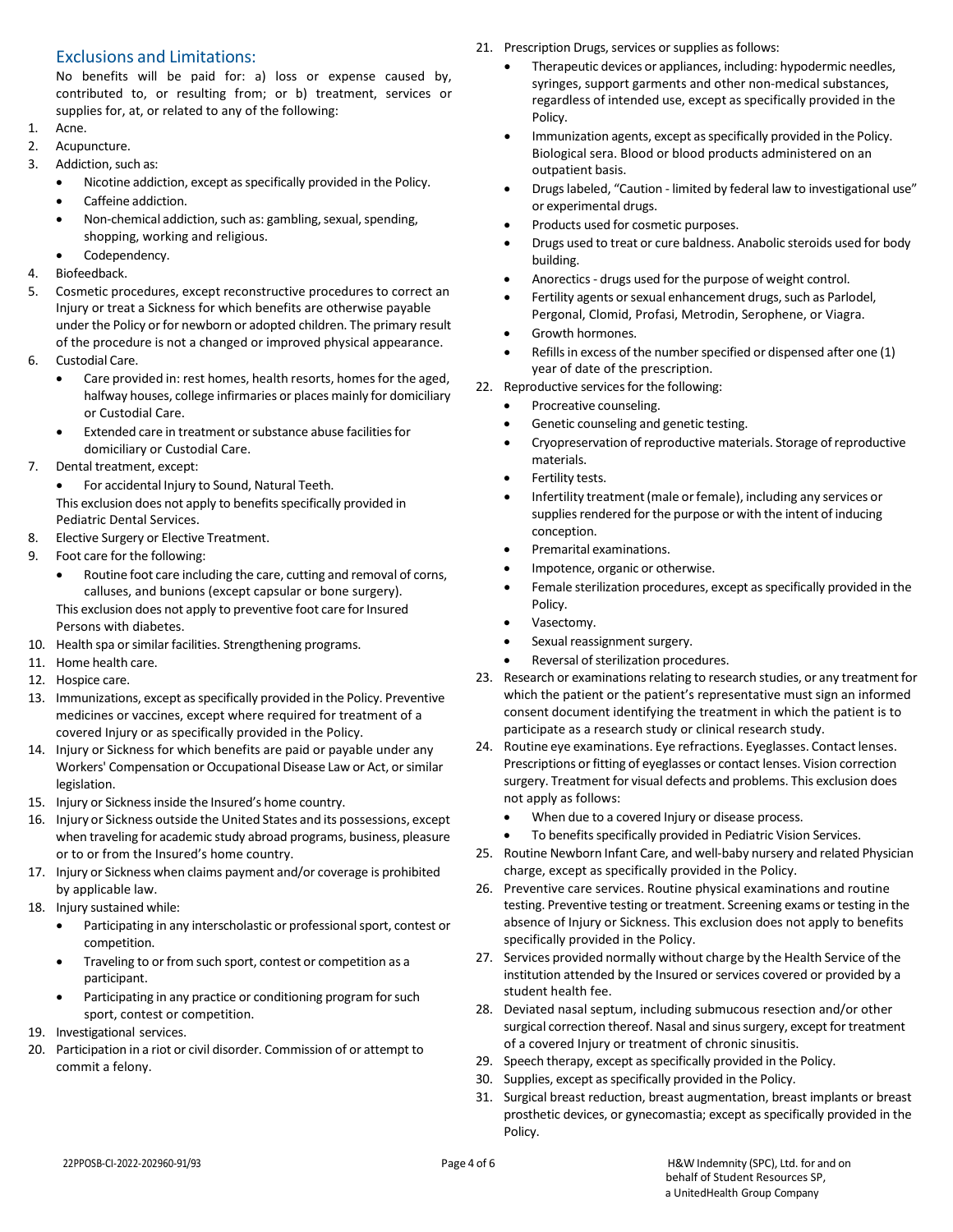## Exclusions and Limitations:

No benefits will be paid for: a) loss or expense caused by, contributed to, or resulting from; or b) treatment, services or supplies for, at, or related to any of the following:

1. Acne.
2. Acupuncture.
3. Addiction, such as:
   - Nicotine addiction, except as specifically provided in the Policy.
   - Caffeine addiction.
   - Non-chemical addiction, such as: gambling, sexual, spending, shopping, working and religious.
   - Codependency.
4. Biofeedback.
5. Cosmetic procedures, except reconstructive procedures to correct an Injury or treat a Sickness for which benefits are otherwise payable under the Policy or for newborn or adopted children. The primary result of the procedure is not a changed or improved physical appearance.
6. Custodial Care.
   - Care provided in: rest homes, health resorts, homes for the aged, halfway houses, college infirmaries or places mainly for domiciliary or Custodial Care.
   - Extended care in treatment or substance abuse facilities for domiciliary or Custodial Care.
7. Dental treatment, except:
   - For accidental Injury to Sound, Natural Teeth.

   This exclusion does not apply to benefits specifically provided in Pediatric Dental Services.
8. Elective Surgery or Elective Treatment.
9. Foot care for the following:
   - Routine foot care including the care, cutting and removal of corns, calluses, and bunions (except capsular or bone surgery).

   This exclusion does not apply to preventive foot care for Insured Persons with diabetes.
10. Health spa or similar facilities. Strengthening programs.
11. Home health care.
12. Hospice care.
13. Immunizations, except as specifically provided in the Policy. Preventive medicines or vaccines, except where required for treatment of a covered Injury or as specifically provided in the Policy.
14. Injury or Sickness for which benefits are paid or payable under any Workers' Compensation or Occupational Disease Law or Act, or similar legislation.
15. Injury or Sickness inside the Insured's home country.
16. Injury or Sickness outside the United States and its possessions, except when traveling for academic study abroad programs, business, pleasure or to or from the Insured's home country.
17. Injury or Sickness when claims payment and/or coverage is prohibited by applicable law.
18. Injury sustained while:
    - Participating in any interscholastic or professional sport, contest or competition.
    - Traveling to or from such sport, contest or competition as a participant.
    - Participating in any practice or conditioning program for such sport, contest or competition.
19. Investigational services.
20. Participation in a riot or civil disorder. Commission of or attempt to commit a felony.
21. Prescription Drugs, services or supplies as follows:
    - Therapeutic devices or appliances, including: hypodermic needles, syringes, support garments and other non-medical substances, regardless of intended use, except as specifically provided in the Policy.
    - Immunization agents, except as specifically provided in the Policy. Biological sera. Blood or blood products administered on an outpatient basis.
    - Drugs labeled, "Caution - limited by federal law to investigational use" or experimental drugs.
    - Products used for cosmetic purposes.
    - Drugs used to treat or cure baldness. Anabolic steroids used for body building.
    - Anorectics - drugs used for the purpose of weight control.
    - Fertility agents or sexual enhancement drugs, such as Parlodel, Pergonal, Clomid, Profasi, Metrodin, Serophene, or Viagra.
    - Growth hormones.
    - Refills in excess of the number specified or dispensed after one (1) year of date of the prescription.
22. Reproductive services for the following:
    - Procreative counseling.
    - Genetic counseling and genetic testing.
    - Cryopreservation of reproductive materials. Storage of reproductive materials.
    - Fertility tests.
    - Infertility treatment (male or female), including any services or supplies rendered for the purpose or with the intent of inducing conception.
    - Premarital examinations.
    - Impotence, organic or otherwise.
    - Female sterilization procedures, except as specifically provided in the Policy.
    - Vasectomy.
    - Sexual reassignment surgery.
    - Reversal of sterilization procedures.
23. Research or examinations relating to research studies, or any treatment for which the patient or the patient's representative must sign an informed consent document identifying the treatment in which the patient is to participate as a research study or clinical research study.
24. Routine eye examinations. Eye refractions. Eyeglasses. Contact lenses. Prescriptions or fitting of eyeglasses or contact lenses. Vision correction surgery. Treatment for visual defects and problems. This exclusion does not apply as follows:
    - When due to a covered Injury or disease process.
    - To benefits specifically provided in Pediatric Vision Services.
25. Routine Newborn Infant Care, and well-baby nursery and related Physician charge, except as specifically provided in the Policy.
26. Preventive care services. Routine physical examinations and routine testing. Preventive testing or treatment. Screening exams or testing in the absence of Injury or Sickness. This exclusion does not apply to benefits specifically provided in the Policy.
27. Services provided normally without charge by the Health Service of the institution attended by the Insured or services covered or provided by a student health fee.
28. Deviated nasal septum, including submucous resection and/or other surgical correction thereof. Nasal and sinus surgery, except for treatment of a covered Injury or treatment of chronic sinusitis.
29. Speech therapy, except as specifically provided in the Policy.
30. Supplies, except as specifically provided in the Policy.
31. Surgical breast reduction, breast augmentation, breast implants or breast prosthetic devices, or gynecomastia; except as specifically provided in the Policy.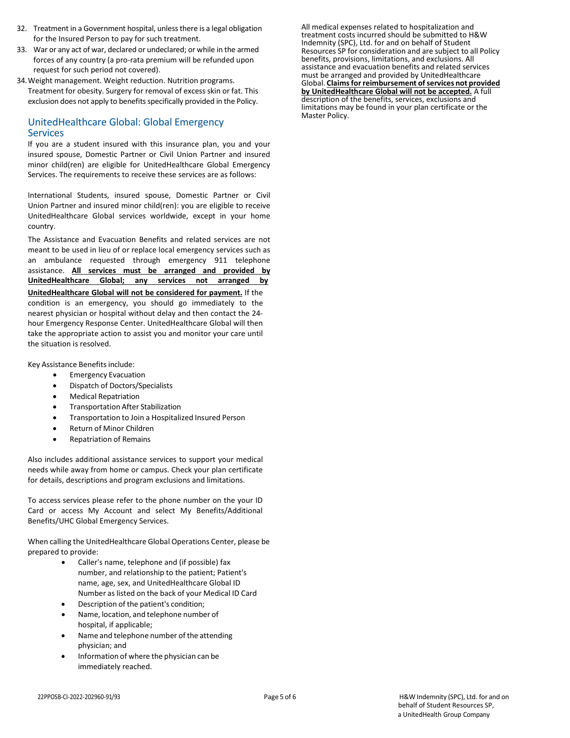32. Treatment in a Government hospital, unless there is a legal obligation for the Insured Person to pay for such treatment.
33. War or any act of war, declared or undeclared; or while in the armed forces of any country (a pro-rata premium will be refunded upon request for such period not covered).
34. Weight management. Weight reduction. Nutrition programs. Treatment for obesity. Surgery for removal of excess skin or fat. This exclusion does not apply to benefits specifically provided in the Policy.

## UnitedHealthcare Global: Global Emergency Services

If you are a student insured with this insurance plan, you and your insured spouse, Domestic Partner or Civil Union Partner and insured minor child(ren) are eligible for UnitedHealthcare Global Emergency Services. The requirements to receive these services are as follows:

International Students, insured spouse, Domestic Partner or Civil Union Partner and insured minor child(ren): you are eligible to receive UnitedHealthcare Global services worldwide, except in your home country.

The Assistance and Evacuation Benefits and related services are not meant to be used in lieu of or replace local emergency services such as an ambulance requested through emergency 911 telephone assistance. **All services must be arranged and provided by UnitedHealthcare Global; any services not arranged by UnitedHealthcare Global will not be considered for payment.** If the condition is an emergency, you should go immediately to the nearest physician or hospital without delay and then contact the 24-hour Emergency Response Center. UnitedHealthcare Global will then take the appropriate action to assist you and monitor your care until the situation is resolved.

Key Assistance Benefits include:

- Emergency Evacuation
- Dispatch of Doctors/Specialists
- Medical Repatriation
- Transportation After Stabilization
- Transportation to Join a Hospitalized Insured Person
- Return of Minor Children
- Repatriation of Remains

Also includes additional assistance services to support your medical needs while away from home or campus. Check your plan certificate for details, descriptions and program exclusions and limitations.

To access services please refer to the phone number on the your ID Card or access My Account and select My Benefits/Additional Benefits/UHC Global Emergency Services.

When calling the UnitedHealthcare Global Operations Center, please be prepared to provide:

- Caller's name, telephone and (if possible) fax number, and relationship to the patient; Patient's name, age, sex, and UnitedHealthcare Global ID Number as listed on the back of your Medical ID Card
- Description of the patient's condition;
- Name, location, and telephone number of hospital, if applicable;
- Name and telephone number of the attending physician; and
- Information of where the physician can be immediately reached.

All medical expenses related to hospitalization and treatment costs incurred should be submitted to H&W Indemnity (SPC), Ltd. for and on behalf of Student Resources SP for consideration and are subject to all Policy benefits, provisions, limitations, and exclusions. All assistance and evacuation benefits and related services must be arranged and provided by UnitedHealthcare Global. **Claims for reimbursement of services not provided by UnitedHealthcare Global will not be accepted.** A full description of the benefits, services, exclusions and limitations may be found in your plan certificate or the Master Policy.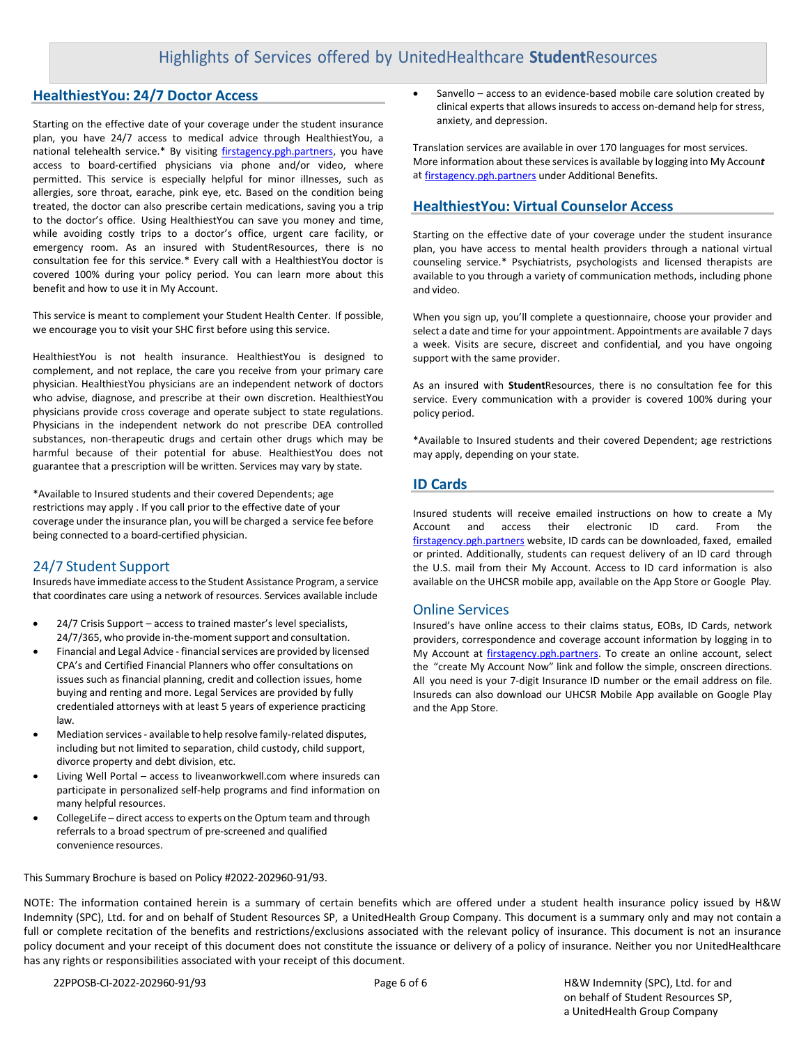# Highlights of Services offered by UnitedHealthcare **Student**Resources

## HealthiestYou: 24/7 Doctor Access

Starting on the effective date of your coverage under the student insurance plan, you have 24/7 access to medical advice through HealthiestYou, a national telehealth service.* By visiting firstagency.pgh.partners, you have access to board-certified physicians via phone and/or video, where permitted. This service is especially helpful for minor illnesses, such as allergies, sore throat, earache, pink eye, etc. Based on the condition being treated, the doctor can also prescribe certain medications, saving you a trip to the doctor's office. Using HealthiestYou can save you money and time, while avoiding costly trips to a doctor's office, urgent care facility, or emergency room. As an insured with StudentResources, there is no consultation fee for this service.* Every call with a HealthiestYou doctor is covered 100% during your policy period. You can learn more about this benefit and how to use it in My Account.

This service is meant to complement your Student Health Center. If possible, we encourage you to visit your SHC first before using this service.

HealthiestYou is not health insurance. HealthiestYou is designed to complement, and not replace, the care you receive from your primary care physician. HealthiestYou physicians are an independent network of doctors who advise, diagnose, and prescribe at their own discretion. HealthiestYou physicians provide cross coverage and operate subject to state regulations. Physicians in the independent network do not prescribe DEA controlled substances, non-therapeutic drugs and certain other drugs which may be harmful because of their potential for abuse. HealthiestYou does not guarantee that a prescription will be written. Services may vary by state.

*Available to Insured students and their covered Dependents; age restrictions may apply . If you call prior to the effective date of your coverage under the insurance plan, you will be charged a service fee before being connected to a board-certified physician.

## 24/7 Student Support

Insureds have immediate access to the Student Assistance Program, a service that coordinates care using a network of resources. Services available include

- 24/7 Crisis Support – access to trained master's level specialists, 24/7/365, who provide in-the-moment support and consultation.
- Financial and Legal Advice - financial services are provided by licensed CPA's and Certified Financial Planners who offer consultations on issues such as financial planning, credit and collection issues, home buying and renting and more. Legal Services are provided by fully credentialed attorneys with at least 5 years of experience practicing law.
- Mediation services - available to help resolve family-related disputes, including but not limited to separation, child custody, child support, divorce property and debt division, etc.
- Living Well Portal – access to liveanworkwell.com where insureds can participate in personalized self-help programs and find information on many helpful resources.
- CollegeLife – direct access to experts on the Optum team and through referrals to a broad spectrum of pre-screened and qualified convenience resources.
- Sanvello – access to an evidence-based mobile care solution created by clinical experts that allows insureds to access on-demand help for stress, anxiety, and depression.

Translation services are available in over 170 languages for most services. More information about these services is available by logging into My Accoun***t*** at firstagency.pgh.partners under Additional Benefits.

## HealthiestYou: Virtual Counselor Access

Starting on the effective date of your coverage under the student insurance plan, you have access to mental health providers through a national virtual counseling service.* Psychiatrists, psychologists and licensed therapists are available to you through a variety of communication methods, including phone and video.

When you sign up, you'll complete a questionnaire, choose your provider and select a date and time for your appointment. Appointments are available 7 days a week. Visits are secure, discreet and confidential, and you have ongoing support with the same provider.

As an insured with **Student**Resources, there is no consultation fee for this service. Every communication with a provider is covered 100% during your policy period.

*Available to Insured students and their covered Dependent; age restrictions may apply, depending on your state.

## ID Cards

Insured students will receive emailed instructions on how to create a My Account and access their electronic ID card. From the firstagency.pgh.partners website, ID cards can be downloaded, faxed, emailed or printed. Additionally, students can request delivery of an ID card through the U.S. mail from their My Account. Access to ID card information is also available on the UHCSR mobile app, available on the App Store or Google Play.

## Online Services

Insured's have online access to their claims status, EOBs, ID Cards, network providers, correspondence and coverage account information by logging in to My Account at firstagency.pgh.partners. To create an online account, select the "create My Account Now" link and follow the simple, onscreen directions. All you need is your 7-digit Insurance ID number or the email address on file. Insureds can also download our UHCSR Mobile App available on Google Play and the App Store.

This Summary Brochure is based on Policy #2022-202960-91/93.

NOTE: The information contained herein is a summary of certain benefits which are offered under a student health insurance policy issued by H&W Indemnity (SPC), Ltd. for and on behalf of Student Resources SP, a UnitedHealth Group Company. This document is a summary only and may not contain a full or complete recitation of the benefits and restrictions/exclusions associated with the relevant policy of insurance. This document is not an insurance policy document and your receipt of this document does not constitute the issuance or delivery of a policy of insurance. Neither you nor UnitedHealthcare has any rights or responsibilities associated with your receipt of this document.

22PPOSB-CI-2022-202960-91/93

H&W Indemnity (SPC), Ltd. for and on behalf of Student Resources SP, a UnitedHealth Group Company